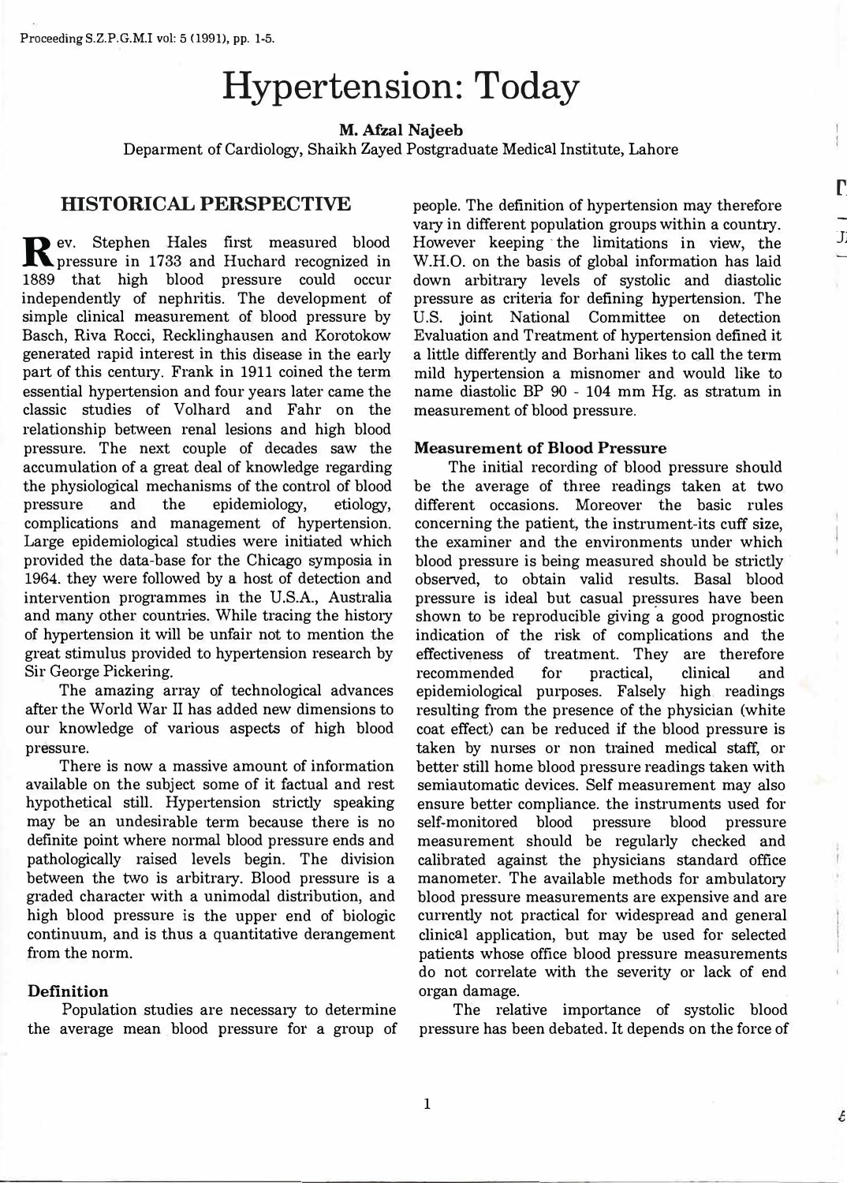# Hypertension: Today

**M. Afzal Najeeb**

Deparment of Cardiology, Shaikh Zayed Postgraduate Medical Institute, Lahore

## HISTORICAL PERSPECTIVE

Rev. Stephen Hales first measured blood pressure in 1733 and Huchard recognized in 1889 that high blood pressure could occur independently of nephritis. The development of simple clinical measurement of blood pressure by Basch, Riva Rocci, Recklinghausen and Korotokow generated rapid interest in this disease in the early part of this century. Frank in 1911 coined the term essential hypertension and four years later came the classic studies of Volhard and Fahr on the relationship between renal lesions and high blood pressure. The next couple of decades saw the accumulation of a great deal of knowledge regarding the physiological mechanisms of the control of blood pressure and the epidemiology, etiology, complications and management of hypertension. Large epidemiological studies were initiated which provided the data-base for the Chicago symposia in 1964. they were followed by a host of detection and intervention programmes in the U.S.A., Australia and many other countries. While tracing the history of hypertension it will be unfair not to mention the great stimulus provided to hypertension research by Sir George Pickering.

The amazing array of technological advances after the World War II has added new dimensions to our knowledge of various aspects of high blood pressure.

There is now a massive amount of information available on the subject some of it factual and rest hypothetical still. Hypertension strictly speaking may be an undesirable term because there is no definite point where normal blood pressure ends and pathologically raised levels begin. The division between the two is arbitrary. Blood pressure is a graded character with a unimodal distribution, and high blood pressure is the upper end of biologic continuum, and is thus a quantitative derangement from the norm.

### Definition

Population studies are necessary to determine the average mean blood pressure for a group of people. The definition of hypertension may therefore vary in different population groups within a country. However keeping the limitations in view, the W.H.O. on the basis of global information has laid down arbitrary levels of systolic and diastolic pressure as criteria for defining hypertension. The U.S. joint National Committee on detection Evaluation and Treatment of hypertension defined it a little differently and Borhani likes to call the term mild hypertension a misnomer and would like to name diastolic BP 90 - 104 mm Hg. as stratum in measurement of blood pressure.

### Measurement of Blood Pressure

The initial recording of blood pressure should be the average of three readings taken at two different occasions. Moreover the basic rules concerning the patient, the instrument-its cuff size, the examiner and the environments under which blood pressure is being measured should be strictly observed, to obtain valid results. Basal blood pressure is ideal but casual pressures have been shown to be reproducible giving a good prognostic indication of the risk of complications and the effectiveness of treatment. They are therefore recommended for practical, clinical and epidemiological purposes. Falsely high readings resulting from the presence of the physician (white coat effect) can be reduced if the blood pressure is taken by nurses or non trained medical staff, or better still home blood pressure readings taken with semiautomatic devices. Self measurement may also ensure better compliance. the instruments used for self-monitored blood pressure blood pressure measurement should be regularly checked and calibrated against the physicians standard office manometer. The available methods for ambulatory blood pressure measurements are expensive and are currently not practical for widespread and general clinical application, but may be used for selected patients whose office blood pressure measurements do not correlate with the severity or lack of end organ damage.

The relative importance of systolic blood pressure has been debated. It depends on the force of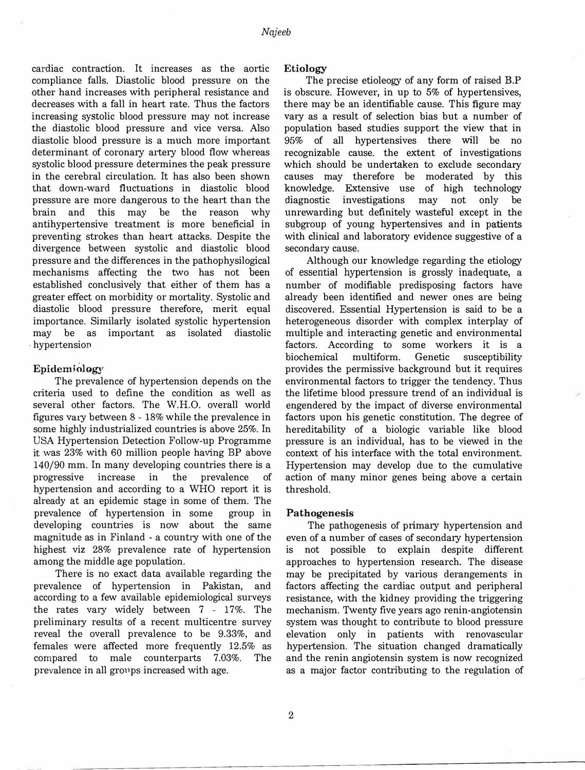cardiac contraction. It increases as the aortic compliance falls. Diastolic blood pressure on the other hand increases with peripheral resistance and decreases with a fall in heart rate. Thus the factors increasing systolic blood pressure may not increase the diastolic blood pressure and vice versa. Also diastolic blood pressure is a much more important determinant of coronary artery blood flow whereas systolic blood pressure determines the peak pressure in the cerebral circulation. It has also been shown that down-ward fluctuations in diastolic blood pressure are more dangerous to the heart than the brain and this may be the reason why antihypertensive treatment is more beneficial in preventing strokes than heart attacks. Despite the divergence between systolic and diastolic blood pressure and the differences in the pathophysilogical mechanisms affecting the two has not been established conclusively that either of them has a greater effect on morbidity or mortality. Systolic and diastolic blood pressure therefore, merit equal importance. Similarly isolated systolic hypertension may be as important as isolated diastolic hypertension

## Epidemiology

The prevalence of hypertension depends on the criteria used to define the condition as well as several other factors. The W.H.O. overall world figures vary between 8 - 18% while the prevalence in some highly industrialized countries is above 25%. In USA Hypertension Detection Follow-up Programme it was 23% with 60 million people having BP above 140/90 mm. In many developing countries there is a progressive increase in the prevalence of hypertension and according to a WHO report it is already at an epidemic stage in some of them. The prevalence of hypertension in some group in developing countries is now about the same magnitude as in Finland - a country with one of the highest viz 28% prevalence rate of hypertension among the middle age population.

There is no exact data available regarding the prevalence of hypertension in Pakistan, and according to a few available epidemiological surveys the rates vary widely between 7 - 17%. The preliminary results of a recent multicentre survey reveal the overall prevalence to be 9.33%, and females were affected more frequently 12.5% as compared to male counterparts 7.03%. The prevalence in all groups increased with age.

## Etiology

The precise etioleogy of any form of raised B.P is obscure. However, in up to 5% of hypertensives, there may be an identifiable cause. This figure may vary as a result of selection bias but a number of population based studies support the view that in 95% of all hypertensives there will be no recognizable cause. the extent of investigations which should be undertaken to exclude secondary causes may therefore be moderated by this knowledge. Extensive use of high technology diagnostic investigations may not only be unrewarding but definitely wasteful except in the subgroup of young hypertensives and in patients with clinical and laboratory evidence suggestive of a secondary cause.

Although our knowledge regarding the etiology of essential hypertension is grossly inadequate, a number of modifiable predisposing factors have already been identified and newer ones are being discovered. Essential Hypertension is said to be a heterogeneous disorder with complex interplay of multiple and interacting genetic and environmental factors. According to some workers it is a biochemical multiform. Genetic susceptibility provides the permissive background but it requires environmental factors to trigger the tendency. Thus the lifetime blood pressure trend of an individual is engendered by the impact of diverse environmental factors upon his genetic constitution. The degree of hereditability of a biologic variable like blood pressure is an individual, has to be viewed in the context of his interface with the total environment. Hypertension may develop due to the cumulative action of many minor genes being above a certain threshold.

## Pathogenesis

The pathogenesis of primary hypertension and even of a number of cases of secondary hypertension is not possible to explain despite different approaches to hypertension research. The disease may be precipitated by various derangements in factors affecting the cardiac output and peripheral resistance, with the kidney providing the triggering mechanism. Twenty five years ago renin-angiotensin system was thought to contribute to blood pressure elevation only in patients with renovascular hypertension. The situation changed dramatically and the renin angiotensin system is now recognized as a major factor contributing to the regulation of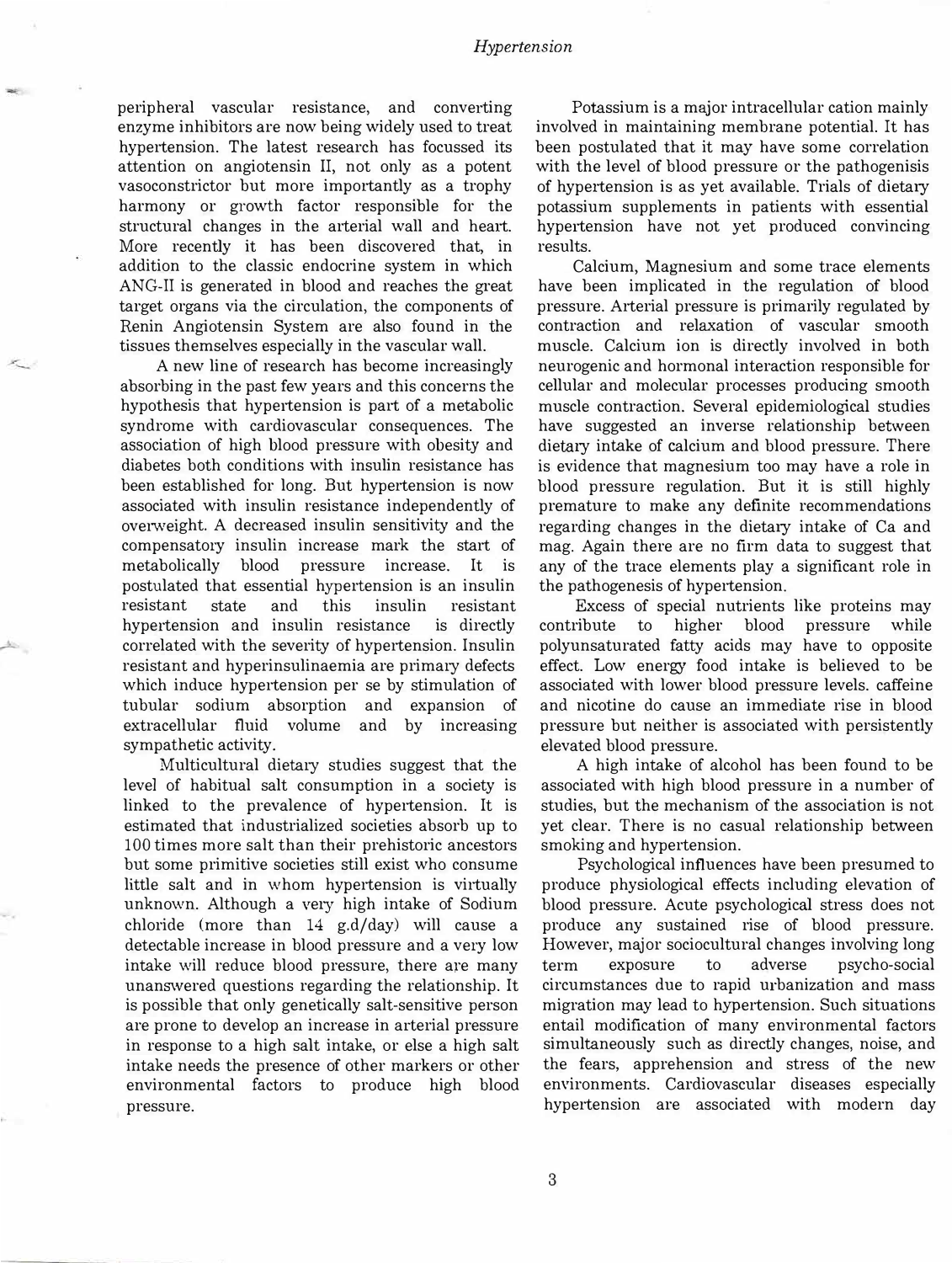peripheral vascular resistance, and converting enzyme inhibitors are now being widely used to treat hypertension. The latest research has focussed its attention on angiotensin II, not only as a potent vasoconstrictor but more importantly as a trophy harmony or growth factor responsible for the structural changes in the arterial wall and heart. More recently it has been discovered that, in addition to the classic endocrine system in which ANG-II is generated in blood and reaches the great target organs via the circulation, the components of Renin Angiotensin System are also found in the tissues themselves especially in the vascular wall.

A new line of research has become increasingly absorbing in the past few years and this concerns the hypothesis that hypertension is part of a metabolic syndrome with cardiovascular consequences. The association of high blood pressure with obesity and diabetes both conditions with insulin resistance has been established for long. But hypertension is now associated with insulin resistance independently of overweight. A decreased insulin sensitivity and the compensatory insulin increase mark the start of metabolically blood pressure increase. It is postulated that essential hypertension is an insulin resistant state and this insulin resistant hypertension and insulin resistance is directly correlated with the severity of hypertension. Insulin resistant and hyperinsulinaemia are primary defects which induce hypertension per se by stimulation of tubular sodium absorption and expansion of extracellular fluid volume and by increasing sympathetic activity.

Multicultural dietary studies suggest that the level of habitual salt consumption in a society is linked to the prevalence of hypertension. It is estimated that industrialized societies absorb up to 100 times more salt than their prehistoric ancestors but some primitive societies still exist who consume little salt and in whom hypertension is virtually unknown. Although a very high intake of Sodium chloride (more than 14 g.d/day) will cause a detectable increase in blood pressure and a very low intake will reduce blood pressure, there are many unanswered questions regarding the relationship. It is possible that only genetically salt-sensitive person are prone to develop an increase in arterial pressure in response to a high salt intake, or else a high salt intake needs the presence of other markers or other environmental factors to produce high blood pressure.

Potassium is a major intracellular cation mainly involved in maintaining membrane potential. It has been postulated that it may have some correlation with the level of blood pressure or the pathogenisis of hypertension is as yet available. Trials of dietary potassium supplements in patients with essential hypertension have not yet produced convincing results.

Calcium, Magnesium and some trace elements have been implicated in the regulation of blood pressure. Arterial pressure is primarily regulated by contraction and relaxation of vascular smooth muscle. Calcium ion is directly involved in both neurogenic and hormonal interaction responsible for cellular and molecular processes producing smooth muscle contraction. Several epidemiological studies have suggested an inverse relationship between dietary intake of calcium and blood pressure. There is evidence that magnesium too may have a role in blood pressure regulation. But it is still highly premature to make any definite recommendations regarding changes in the dietary intake of Ca and mag. Again there are no firm data to suggest that any of the trace elements play a significant role in the pathogenesis of hypertension.

Excess of special nutrients like proteins may contribute to higher blood pressure while polyunsaturated fatty acids may have to opposite effect. Low energy food intake is believed to be associated with lower blood pressure levels. caffeine and nicotine do cause an immediate rise in blood pressure but neither is associated with persistently elevated blood pressure.

A high intake of alcohol has been found to be associated with high blood pressure in a number of studies, but the mechanism of the association is not yet clear. There is no casual relationship between smoking and hypertension.

Psychological influences have been presumed to produce physiological effects including elevation of blood pressure. Acute psychological stress does not produce any sustained rise of blood pressure. However, major sociocultural changes involving long term exposure to adverse psycho-social circumstances due to rapid urbanization and mass migration may lead to hypertension. Such situations entail modification of many environmental factors simultaneously such as directly changes, noise, and the fears, apprehension and stress of the new environments. Cardiovascular diseases especially hypertension are associated with modern day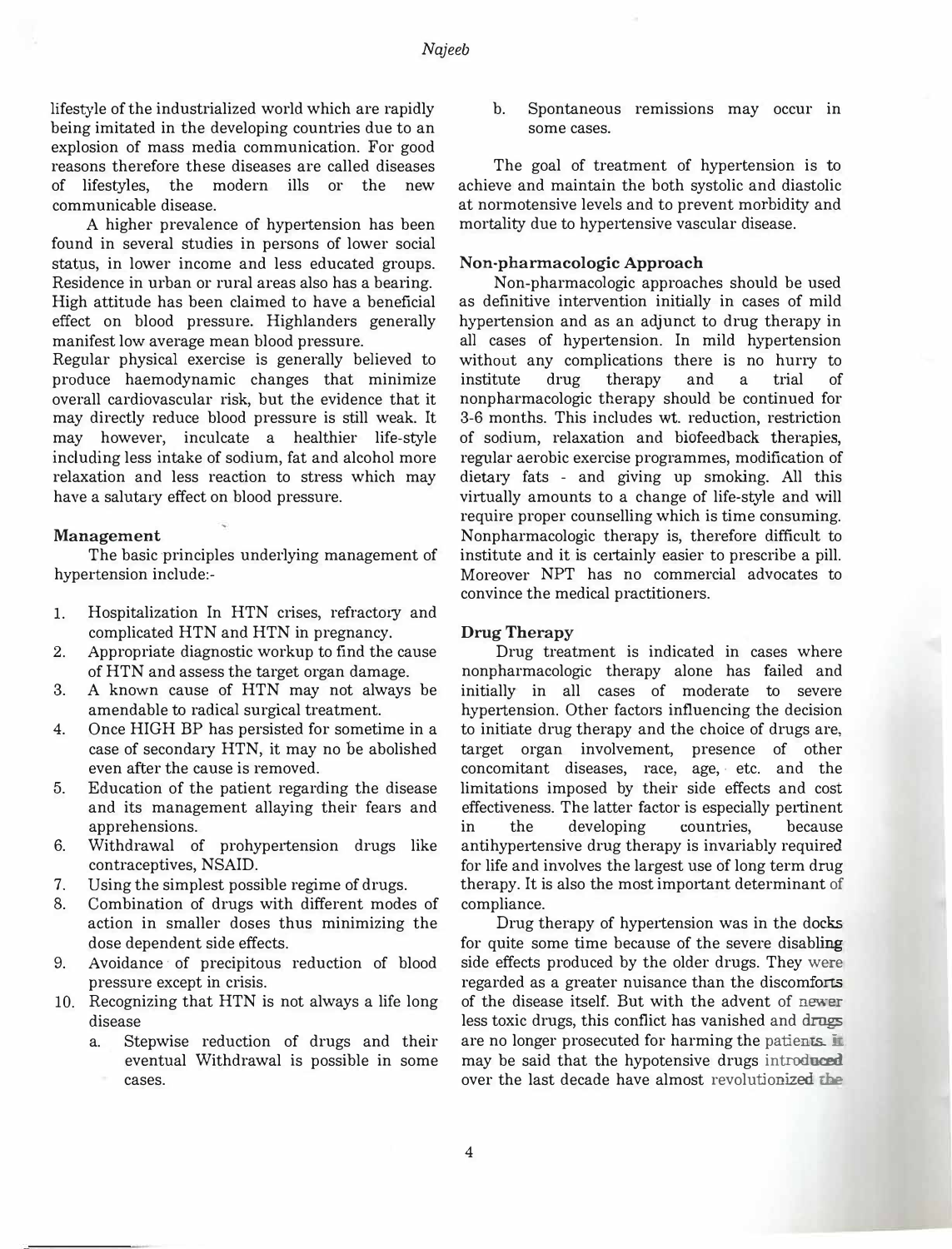lifestyle of the industrialized world which are rapidly being imitated in the developing countries due to an explosion of mass media communication. For good reasons therefore these diseases are called diseases of lifestyles, the modern ills or the new communicable disease.

A higher prevalence of hypertension has been found in several studies in persons of lower social status, in lower income and less educated groups. Residence in urban or rural areas also has a bearing. High attitude has been claimed to have a beneficial effect on blood pressure. Highlanders generally manifest low average mean blood pressure.

Regular physical exercise is generally believed to produce haemodynamic changes that minimize overall cardiovascular risk, but the evidence that it may directly reduce blood pressure is still weak. It may however, inculcate a healthier life-style including less intake of sodium, fat and alcohol more relaxation and less reaction to stress which may have a salutary effect on blood pressure.

### Management

The basic principles underlying management of hypertension include:-

1. Hospitalization In HTN crises, refractory and complicated HTN and HTN in pregnancy.
2. Appropriate diagnostic workup to find the cause of HTN and assess the target organ damage.
3. A known cause of HTN may not always be amendable to radical surgical treatment.
4. Once HIGH BP has persisted for sometime in a case of secondary HTN, it may no be abolished even after the cause is removed.
5. Education of the patient regarding the disease and its management allaying their fears and apprehensions.
6. Withdrawal of prohypertension drugs like contraceptives, NSAID.
7. Using the simplest possible regime of drugs.
8. Combination of drugs with different modes of action in smaller doses thus minimizing the dose dependent side effects.
9. Avoidance of precipitous reduction of blood pressure except in crisis.
10. Recognizing that HTN is not always a life long disease
    a. Stepwise reduction of drugs and their eventual Withdrawal is possible in some cases.
    b. Spontaneous remissions may occur in some cases.

The goal of treatment of hypertension is to achieve and maintain the both systolic and diastolic at normotensive levels and to prevent morbidity and mortality due to hypertensive vascular disease.

### Non-pharmacologic Approach

Non-pharmacologic approaches should be used as definitive intervention initially in cases of mild hypertension and as an adjunct to drug therapy in all cases of hypertension. In mild hypertension without any complications there is no hurry to institute drug therapy and a trial of nonpharmacologic therapy should be continued for 3-6 months. This includes wt. reduction, restriction of sodium, relaxation and biofeedback therapies, regular aerobic exercise programmes, modification of dietary fats - and giving up smoking. All this virtually amounts to a change of life-style and will require proper counselling which is time consuming. Nonpharmacologic therapy is, therefore difficult to institute and it is certainly easier to prescribe a pill. Moreover NPT has no commercial advocates to convince the medical practitioners.

### Drug Therapy

Drug treatment is indicated in cases where nonpharmacologic therapy alone has failed and initially in all cases of moderate to severe hypertension. Other factors influencing the decision to initiate drug therapy and the choice of drugs are, target organ involvement, presence of other concomitant diseases, race, age, etc. and the limitations imposed by their side effects and cost effectiveness. The latter factor is especially pertinent in the developing countries, because antihypertensive drug therapy is invariably required for life and involves the largest use of long term drug therapy. It is also the most important determinant of compliance.

Drug therapy of hypertension was in the docks for quite some time because of the severe disabling side effects produced by the older drugs. They were regarded as a greater nuisance than the discomforts of the disease itself. But with the advent of newer less toxic drugs, this conflict has vanished and drugs are no longer prosecuted for harming the patients. It may be said that the hypotensive drugs introduced over the last decade have almost revolutionized the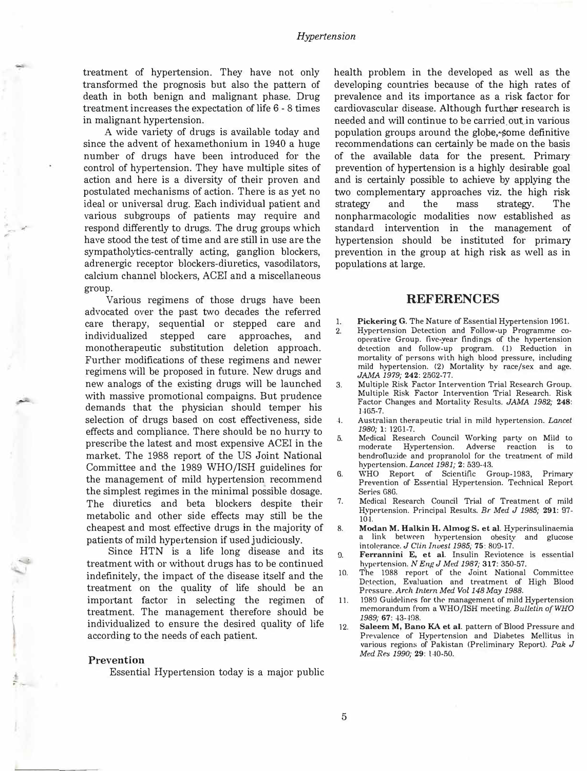treatment of hypertension. They have not only transformed the prognosis but also the pattern of death in both benign and malignant phase. Drug treatment increases the expectation of life 6 - 8 times in malignant hypertension.

A wide variety of drugs is available today and since the advent of hexamethonium in 1940 a huge number of drugs have been introduced for the control of hypertension. They have multiple sites of action and here is a diversity of their proven and postulated mechanisms of action. There is as yet no ideal or universal drug. Each individual patient and various subgroups of patients may require and respond differently to drugs. The drug groups which have stood the test of time and are still in use are the sympatholytics-centrally acting, ganglion blockers, adrenergic receptor blockers-diuretics, vasodilators, calcium channel blockers, ACEI and a miscellaneous group.

Various regimens of those drugs have been advocated over the past two decades the referred care therapy, sequential or stepped care and individualized stepped care approaches, and monotherapeutic substitution deletion approach. Further modifications of these regimens and newer regimens will be proposed in future. New drugs and new analogs of the existing drugs will be launched with massive promotional compaigns. But prudence demands that the physician should temper his selection of drugs based on cost effectiveness, side effects and compliance. There should be no hurry to prescribe the latest and most expensive ACEI in the market. The 1988 report of the US Joint National Committee and the 1989 WHO/ISH guidelines for the management of mild hypertension recommend the simplest regimes in the minimal possible dosage. The diuretics and beta blockers despite their metabolic and other side effects may still be the cheapest and most effective drugs in the majority of patients of mild hypertension if used judiciously.

Since HTN is a life long disease and its treatment with or without drugs has to be continued indefinitely, the impact of the disease itself and the treatment on the quality of life should be an important factor in selecting the regimen of treatment. The management therefore should be individualized to ensure the desired quality of life according to the needs of each patient.

### Prevention

Essential Hypertension today is a major public health problem in the developed as well as the developing countries because of the high rates of prevalence and its importance as a risk factor for cardiovascular disease. Although further research is needed and will continue to be carried out in various population groups around the globe, some definitive recommendations can certainly be made on the basis of the available data for the present. Primary prevention of hypertension is a highly desirable goal and is certainly possible to achieve by applying the two complementary approaches viz. the high risk strategy and the mass strategy. The nonpharmacologic modalities now established as standard intervention in the management of hypertension should be instituted for primary prevention in the group at high risk as well as in populations at large.

## REFERENCES

1. **Pickering G.** The Nature of Essential Hypertension 1961.
2. Hypertension Detection and Follow-up Programme co-operative Group. five-year findings of the hypertension detection and follow-up program. (1) Reduction in mortality of persons with high blood pressure, including mild hypertension. (2) Mortality by race/sex and age. *JAMA 1979;* **242**: 2562-77.
3. Multiple Risk Factor Intervention Trial Research Group. Multiple Risk Factor Intervention Trial Research. Risk Factor Changes and Mortality Results. *JAMA 1982;* **248**: 1465-7.
4. Australian therapeutic trial in mild hypertension. *Lancet 1980;* **1**: 1261-7.
5. Medical Research Council Working party on Mild to moderate Hypertension. Adverse reaction is to bendrofluzide and propranolol for the treatment of mild hypertension. *Lancet 1981;* **2**: 539-43.
6. WHO Report of Scientific Group-1983, Primary Prevention of Essential Hypertension. Technical Report Series 686.
7. Medical Research Council Trial of Treatment of mild Hypertension. Principal Results. *Br Med J 1985;* **291**: 97-104.
8. **Modan M. Halkin H. Almog S. et al.** Hyperinsulinaemia a link between hypertension obesity and glucose intolerance. *J Clin Invest 1985;* **75**: 809-17.
9. **Ferrannini E, et al.** Insulin Reviotence is essential hypertension. *N Eng J Med 1987;* **317**: 350-57.
10. The 1988 report of the Joint National Committee Detection, Evaluation and treatment of High Blood Pressure. *Arch Intern Med Vol 148 May 1988.*
11. 1989 Guidelines for the management of mild Hypertension memorandum from a WHO/ISH meeting. *Bulletin of WHO 1989;* **67**: 43-498.
12. **Saleem M, Bano KA et al.** pattern of Blood Pressure and Prevalence of Hypertension and Diabetes Mellitus in various regions of Pakistan (Preliminary Report). *Pak J Med Res 1990;* **29**: 140-50.